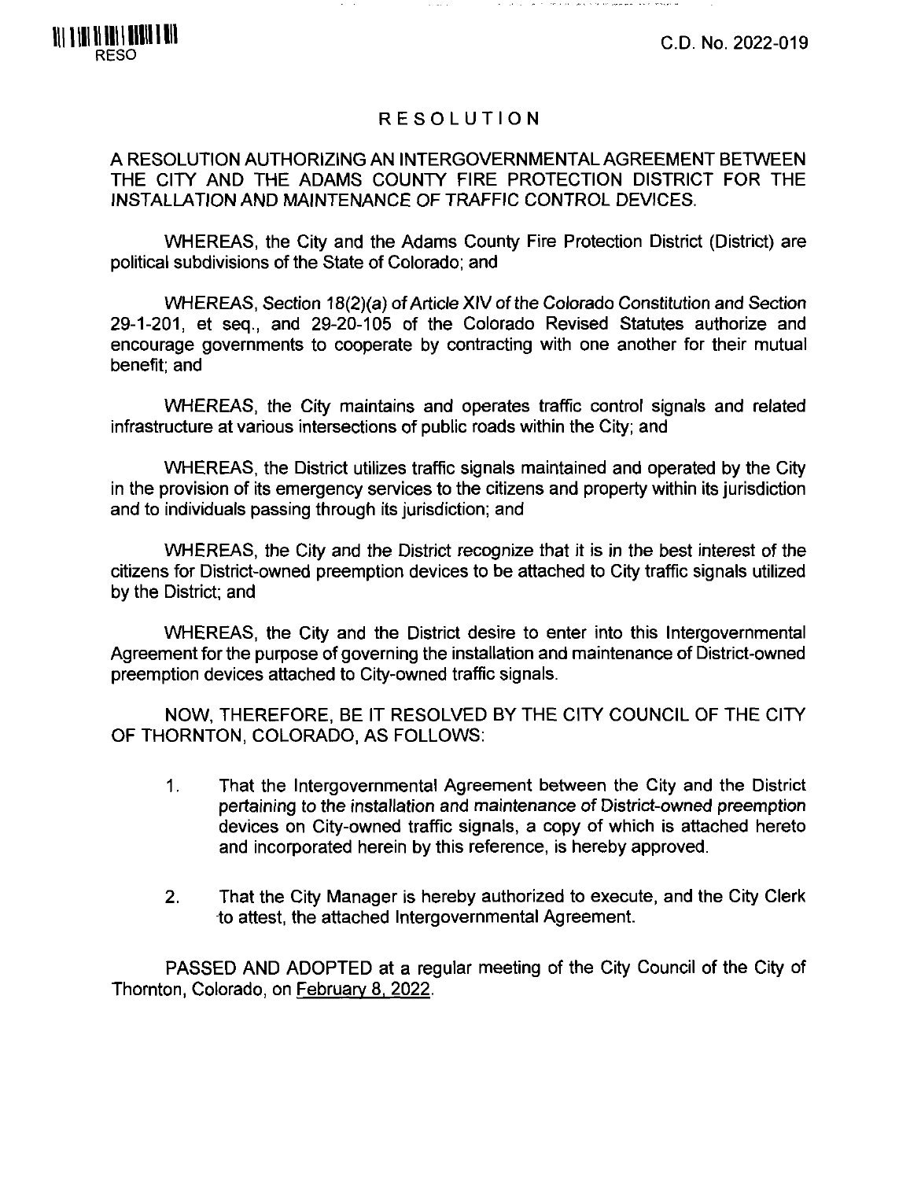RESO

C.D. No. 2022-019

# RESOLUTION

A RESOLUTION AUTHORIZING AN INTERGOVERNMENTAL AGREEMENT BETWEEN THE CITY AND THE ADAMS COUNTY FIRE PROTECTION DISTRICT FOR THE INSTALLATION AND MAINTENANCE OF TRAFFIC CONTROL DEVICES.

WHEREAS, the City and the Adams County Fire Protection District (District) are political subdivisions of the State of Colorado; and

WHEREAS, Section 18(2)(a) of Article XIV of the Colorado Constitution and Section 29-1-201, et seq., and 29-20-105 of the Colorado Revised Statutes authorize and encourage governments to cooperate by contracting with one another for their mutual benefit; and

WHEREAS, the City maintains and operates traffic control signals and related infrastructure at various intersections of public roads within the City; and

WHEREAS, the District utilizes traffic signals maintained and operated by the City in the provision of its emergency services to the citizens and property within its jurisdiction and to individuals passing through its jurisdiction; and

WHEREAS, the City and the District recognize that it is in the best interest of the citizens for District-owned preemption devices to be attached to City traffic signals utilized by the District; and

WHEREAS, the City and the District desire to enter into this Intergovernmental Agreement for the purpose of governing the installation and maintenance of District-owned preemption devices attached to City-owned traffic signals.

NOW, THEREFORE, BE IT RESOLVED BY THE CITY COUNCIL OF THE CITY OF THORNTON, COLORADO, AS FOLLOWS:

1. That the Intergovernmental Agreement between the City and the District *pertaining to the installation and maintenance of District-owned preemption* devices on City-owned traffic signals, a copy of which is attached hereto and incorporated herein by this reference, is hereby approved.

2. That the City Manager is hereby authorized to execute, and the City Clerk to attest, the attached Intergovernmental Agreement.

PASSED AND ADOPTED at a regular meeting of the City Council of the City of Thornton, Colorado, on February 8, 2022.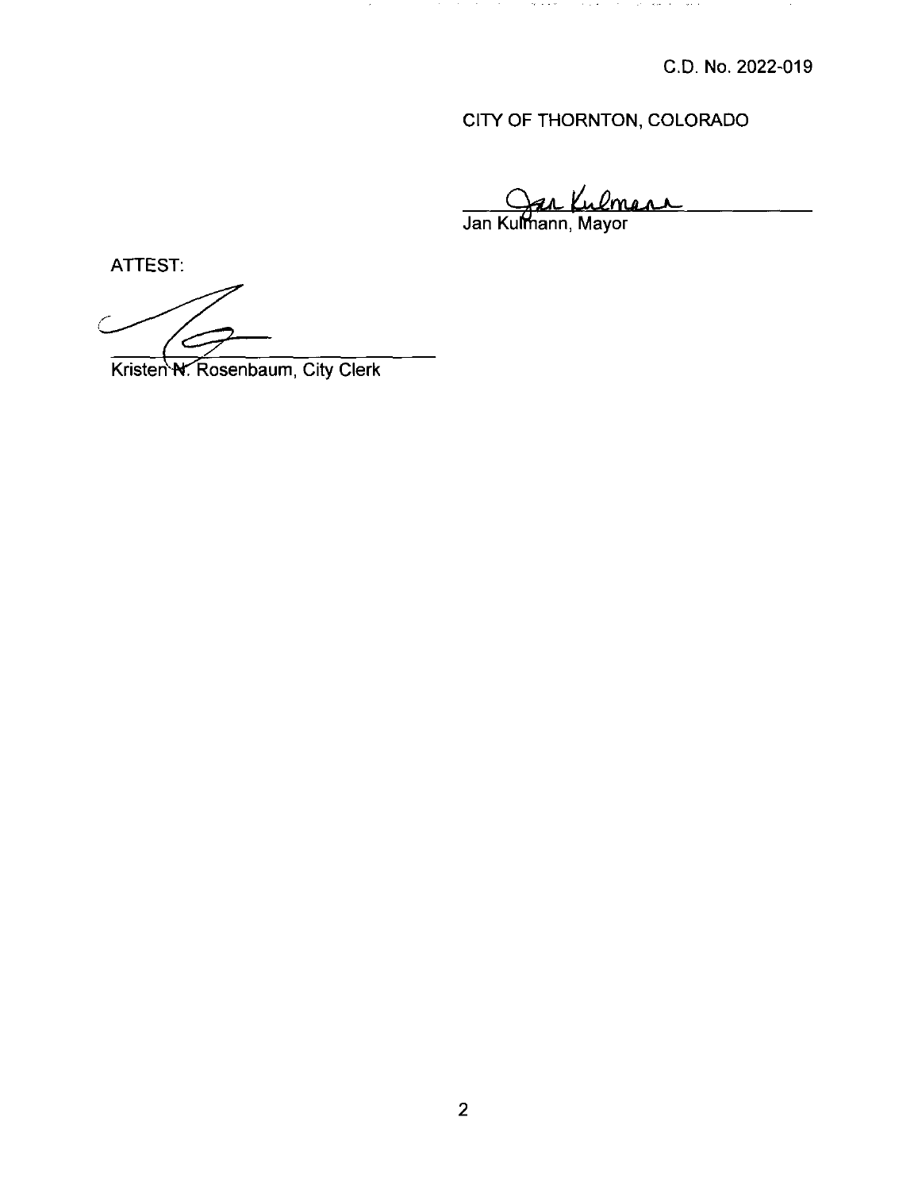C.D. No. 2022-019

CITY OF THORNTON, COLORADO

Jan Kulmann, Mayor

ATTEST:

Kristen N. Rosenbaum, City Clerk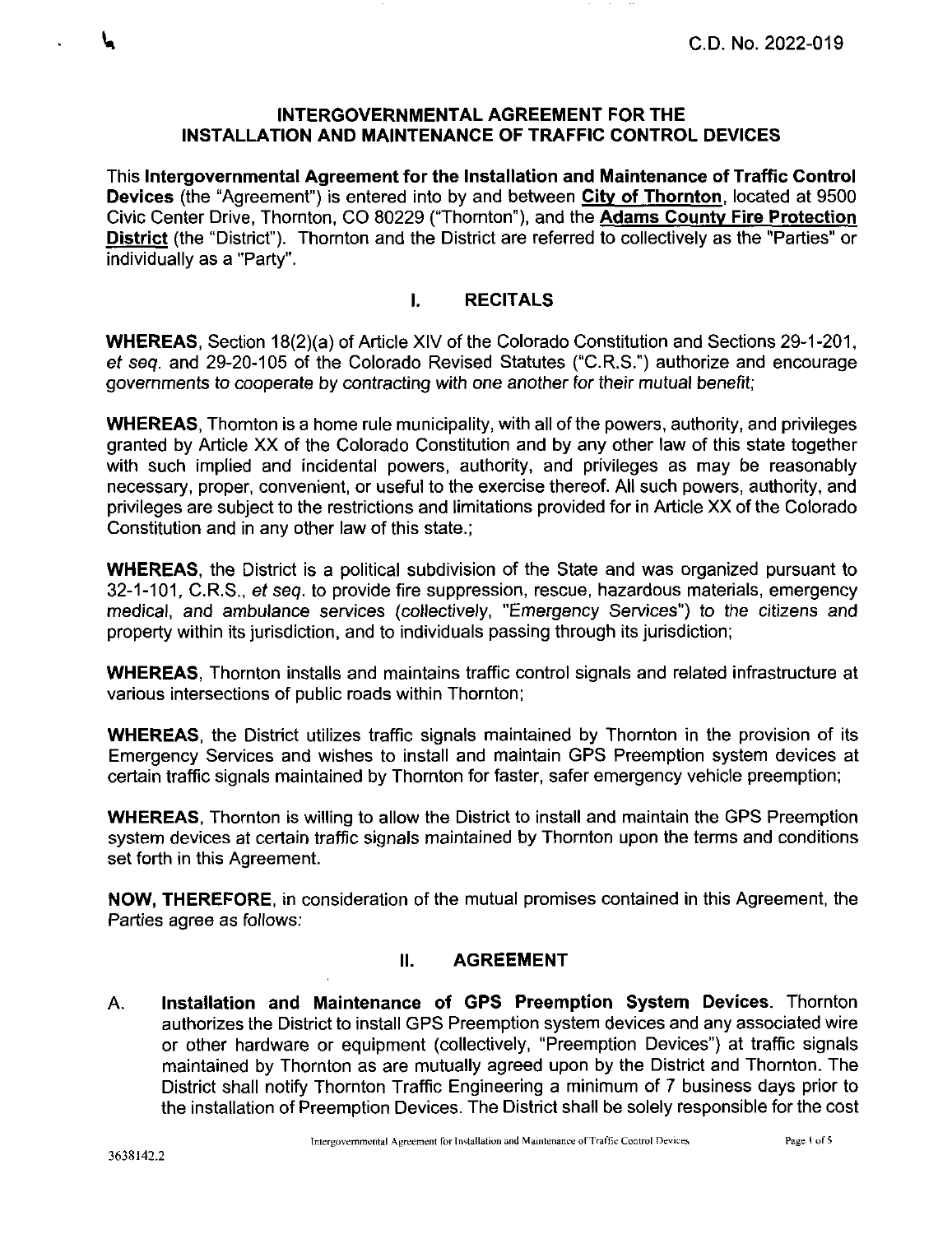C.D. No. 2022-019

## INTERGOVERNMENTAL AGREEMENT FOR THE INSTALLATION AND MAINTENANCE OF TRAFFIC CONTROL DEVICES

This **Intergovernmental Agreement for the Installation and Maintenance of Traffic Control Devices** (the "Agreement") is entered into by and between **City of Thornton**, located at 9500 Civic Center Drive, Thornton, CO 80229 ("Thornton"), and the **Adams County Fire Protection District** (the "District"). Thornton and the District are referred to collectively as the "Parties" or individually as a "Party".

### I. RECITALS

**WHEREAS**, Section 18(2)(a) of Article XIV of the Colorado Constitution and Sections 29-1-201, *et seq.* and 29-20-105 of the Colorado Revised Statutes ("C.R.S.") authorize and encourage governments to cooperate by contracting with one another for their mutual benefit;

**WHEREAS**, Thornton is a home rule municipality, with all of the powers, authority, and privileges granted by Article XX of the Colorado Constitution and by any other law of this state together with such implied and incidental powers, authority, and privileges as may be reasonably necessary, proper, convenient, or useful to the exercise thereof. All such powers, authority, and privileges are subject to the restrictions and limitations provided for in Article XX of the Colorado Constitution and in any other law of this state.;

**WHEREAS**, the District is a political subdivision of the State and was organized pursuant to 32-1-101, C.R.S., *et seq.* to provide fire suppression, rescue, hazardous materials, emergency medical, and ambulance services (collectively, "Emergency Services") to the citizens and property within its jurisdiction, and to individuals passing through its jurisdiction;

**WHEREAS**, Thornton installs and maintains traffic control signals and related infrastructure at various intersections of public roads within Thornton;

**WHEREAS**, the District utilizes traffic signals maintained by Thornton in the provision of its Emergency Services and wishes to install and maintain GPS Preemption system devices at certain traffic signals maintained by Thornton for faster, safer emergency vehicle preemption;

**WHEREAS**, Thornton is willing to allow the District to install and maintain the GPS Preemption system devices at certain traffic signals maintained by Thornton upon the terms and conditions set forth in this Agreement.

**NOW, THEREFORE**, in consideration of the mutual promises contained in this Agreement, the Parties agree as follows:

### II. AGREEMENT

A. **Installation and Maintenance of GPS Preemption System Devices.** Thornton authorizes the District to install GPS Preemption system devices and any associated wire or other hardware or equipment (collectively, "Preemption Devices") at traffic signals maintained by Thornton as are mutually agreed upon by the District and Thornton. The District shall notify Thornton Traffic Engineering a minimum of 7 business days prior to the installation of Preemption Devices. The District shall be solely responsible for the cost

3638142.2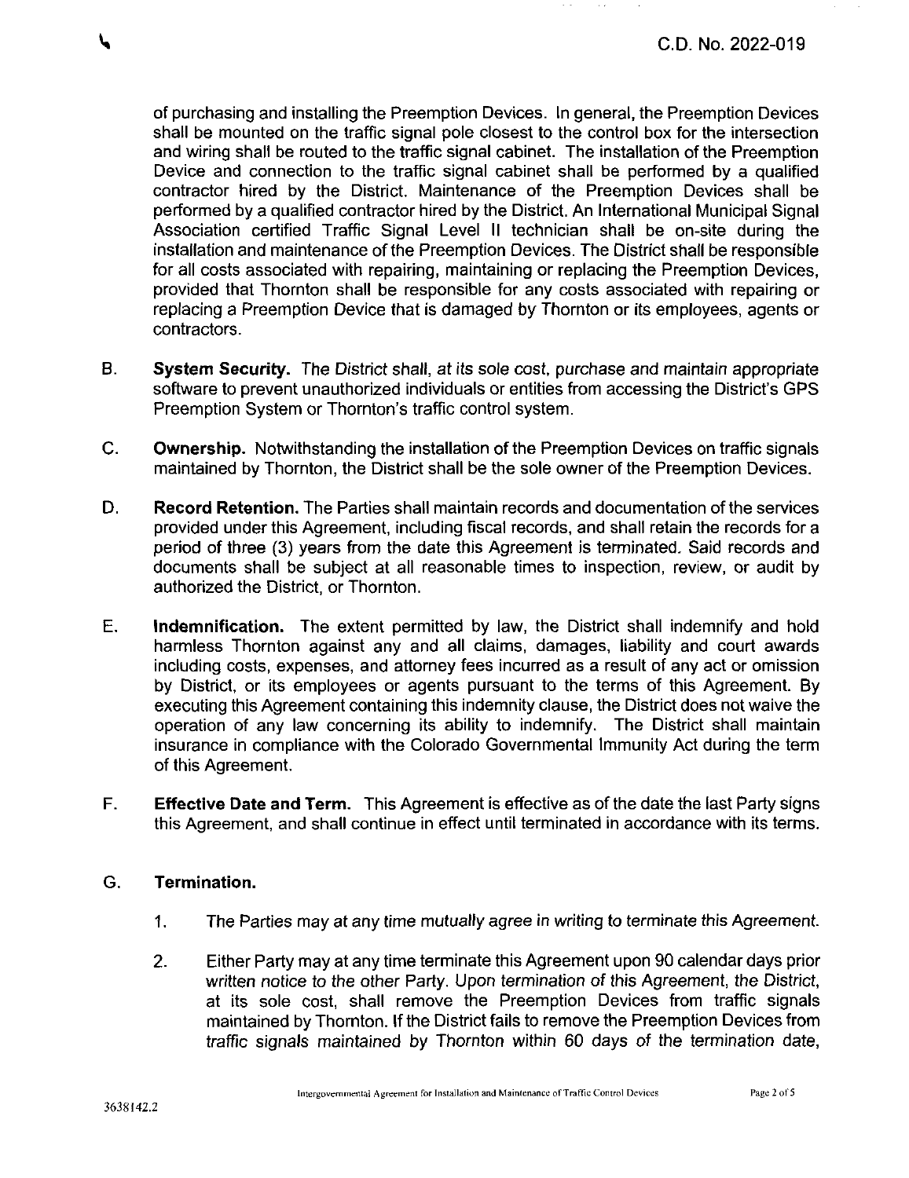of purchasing and installing the Preemption Devices. In general, the Preemption Devices shall be mounted on the traffic signal pole closest to the control box for the intersection and wiring shall be routed to the traffic signal cabinet. The installation of the Preemption Device and connection to the traffic signal cabinet shall be performed by a qualified contractor hired by the District. Maintenance of the Preemption Devices shall be performed by a qualified contractor hired by the District. An International Municipal Signal Association certified Traffic Signal Level II technician shall be on-site during the installation and maintenance of the Preemption Devices. The District shall be responsible for all costs associated with repairing, maintaining or replacing the Preemption Devices, provided that Thornton shall be responsible for any costs associated with repairing or replacing a Preemption Device that is damaged by Thornton or its employees, agents or contractors.

B. **System Security.** The District shall, at its sole cost, purchase and maintain appropriate software to prevent unauthorized individuals or entities from accessing the District's GPS Preemption System or Thornton's traffic control system.

C. **Ownership.** Notwithstanding the installation of the Preemption Devices on traffic signals maintained by Thornton, the District shall be the sole owner of the Preemption Devices.

D. **Record Retention.** The Parties shall maintain records and documentation of the services provided under this Agreement, including fiscal records, and shall retain the records for a period of three (3) years from the date this Agreement is terminated. Said records and documents shall be subject at all reasonable times to inspection, review, or audit by authorized the District, or Thornton.

E. **Indemnification.** The extent permitted by law, the District shall indemnify and hold harmless Thornton against any and all claims, damages, liability and court awards including costs, expenses, and attorney fees incurred as a result of any act or omission by District, or its employees or agents pursuant to the terms of this Agreement. By executing this Agreement containing this indemnity clause, the District does not waive the operation of any law concerning its ability to indemnify. The District shall maintain insurance in compliance with the Colorado Governmental Immunity Act during the term of this Agreement.

F. **Effective Date and Term.** This Agreement is effective as of the date the last Party signs this Agreement, and shall continue in effect until terminated in accordance with its terms.

G. **Termination.**

1. The Parties may at any time mutually agree in writing to terminate this Agreement.

2. Either Party may at any time terminate this Agreement upon 90 calendar days prior written notice to the other Party. Upon termination of this Agreement, the District, at its sole cost, shall remove the Preemption Devices from traffic signals maintained by Thornton. If the District fails to remove the Preemption Devices from traffic signals maintained by Thornton within 60 days of the termination date,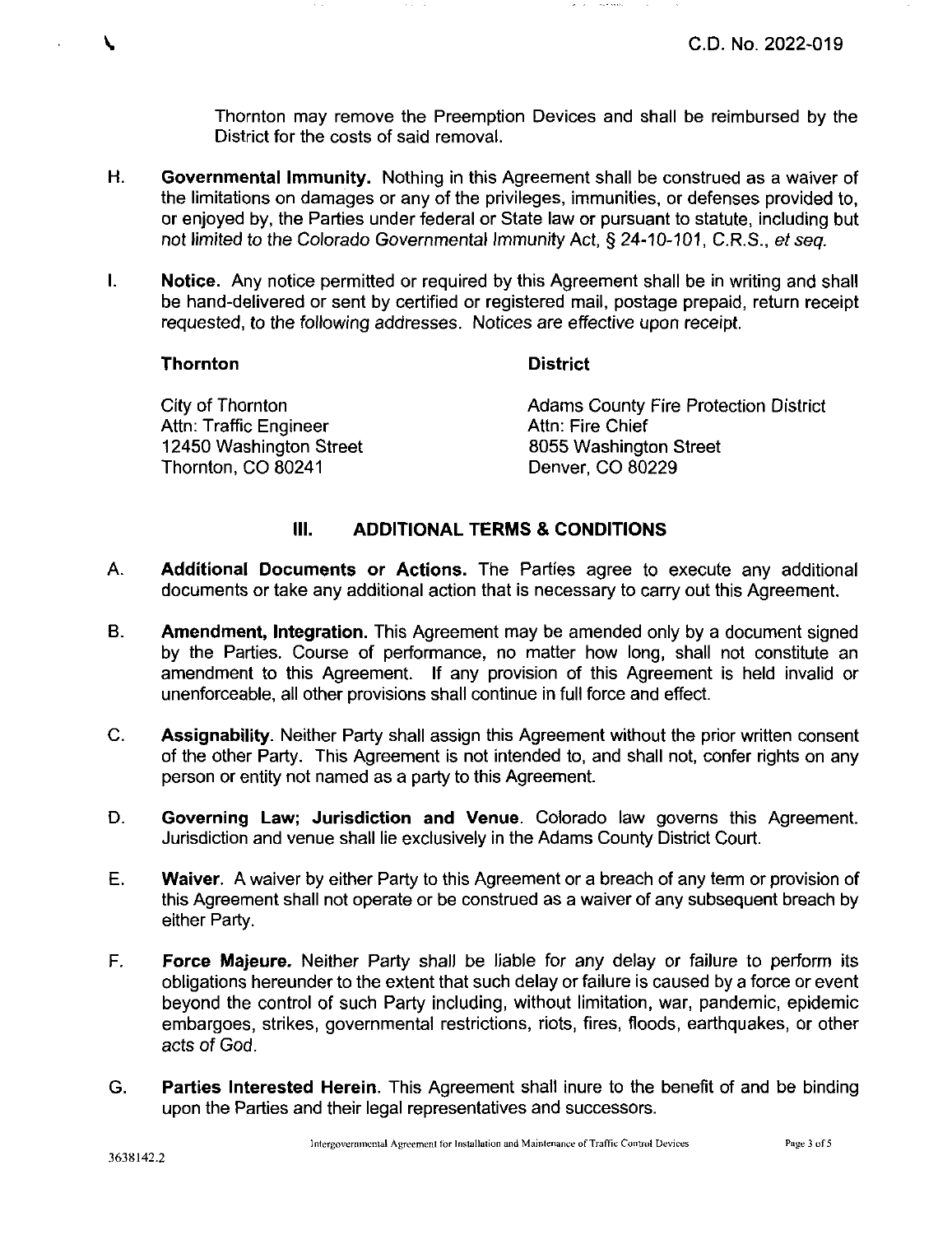Thornton may remove the Preemption Devices and shall be reimbursed by the District for the costs of said removal.

H. **Governmental Immunity.** Nothing in this Agreement shall be construed as a waiver of the limitations on damages or any of the privileges, immunities, or defenses provided to, or enjoyed by, the Parties under federal or State law or pursuant to statute, including but not limited to the Colorado Governmental Immunity Act, § 24-10-101, C.R.S., *et seq.*

I. **Notice.** Any notice permitted or required by this Agreement shall be in writing and shall be hand-delivered or sent by certified or registered mail, postage prepaid, return receipt requested, to the following addresses. Notices are effective upon receipt.

**Thornton**

City of Thornton
Attn: Traffic Engineer
12450 Washington Street
Thornton, CO 80241

**District**

Adams County Fire Protection District
Attn: Fire Chief
8055 Washington Street
Denver, CO 80229

## III. ADDITIONAL TERMS & CONDITIONS

A. **Additional Documents or Actions.** The Parties agree to execute any additional documents or take any additional action that is necessary to carry out this Agreement.

B. **Amendment, Integration.** This Agreement may be amended only by a document signed by the Parties. Course of performance, no matter how long, shall not constitute an amendment to this Agreement. If any provision of this Agreement is held invalid or unenforceable, all other provisions shall continue in full force and effect.

C. **Assignability**. Neither Party shall assign this Agreement without the prior written consent of the other Party. This Agreement is not intended to, and shall not, confer rights on any person or entity not named as a party to this Agreement.

D. **Governing Law; Jurisdiction and Venue**. Colorado law governs this Agreement. Jurisdiction and venue shall lie exclusively in the Adams County District Court.

E. **Waiver**. A waiver by either Party to this Agreement or a breach of any term or provision of this Agreement shall not operate or be construed as a waiver of any subsequent breach by either Party.

F. **Force Majeure.** Neither Party shall be liable for any delay or failure to perform its obligations hereunder to the extent that such delay or failure is caused by a force or event beyond the control of such Party including, without limitation, war, pandemic, epidemic embargoes, strikes, governmental restrictions, riots, fires, floods, earthquakes, or other acts of God.

G. **Parties Interested Herein**. This Agreement shall inure to the benefit of and be binding upon the Parties and their legal representatives and successors.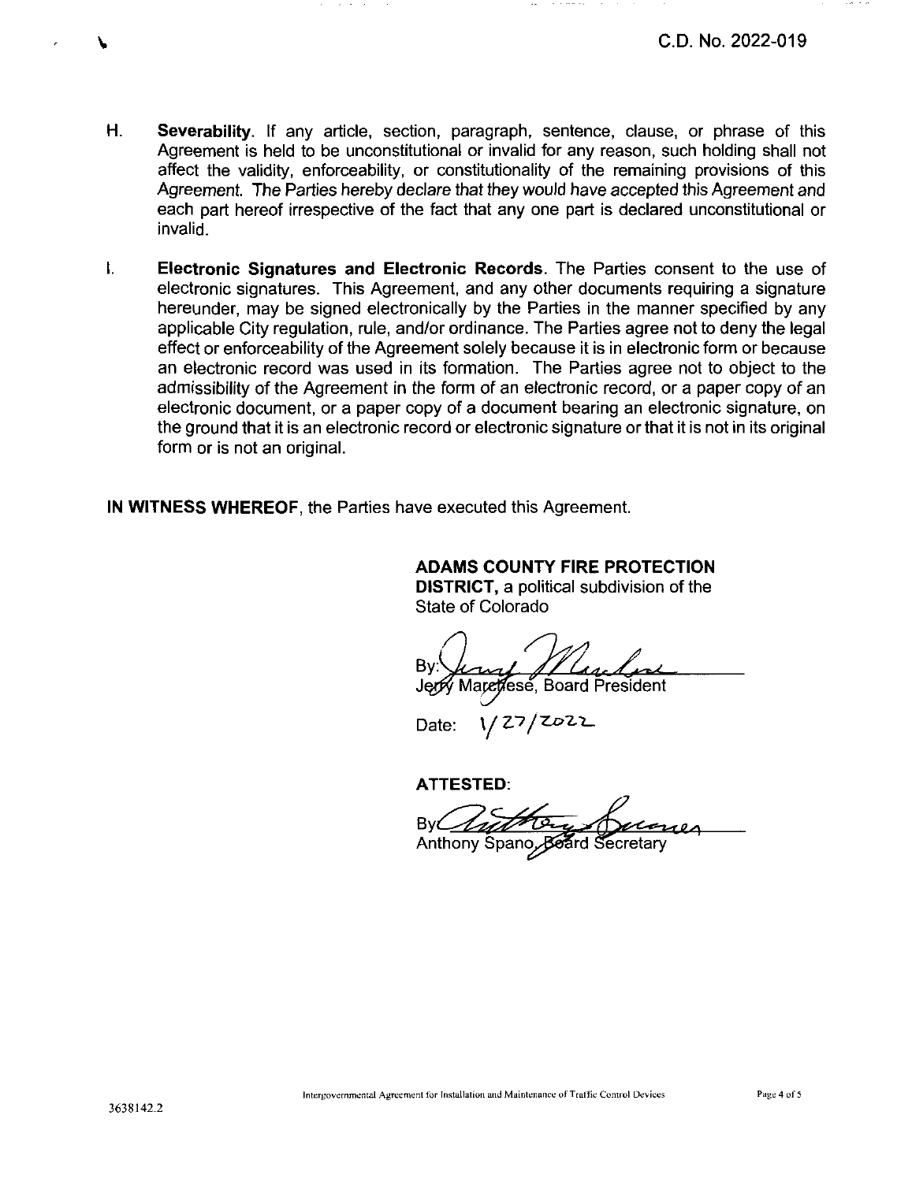C.D. No. 2022-019

H. **Severability**. If any article, section, paragraph, sentence, clause, or phrase of this Agreement is held to be unconstitutional or invalid for any reason, such holding shall not affect the validity, enforceability, or constitutionality of the remaining provisions of this Agreement. *The Parties hereby declare that they would have accepted this Agreement and each part hereof irrespective of the fact that any one part is declared unconstitutional or invalid.*

I. **Electronic Signatures and Electronic Records**. The Parties consent to the use of electronic signatures. This Agreement, and any other documents requiring a signature hereunder, may be signed electronically by the Parties in the manner specified by any applicable City regulation, rule, and/or ordinance. The Parties agree not to deny the legal effect or enforceability of the Agreement solely because it is in electronic form or because an electronic record was used in its formation. The Parties agree not to object to the admissibility of the Agreement in the form of an electronic record, or a paper copy of an electronic document, or a paper copy of a document bearing an electronic signature, on the ground that it is an electronic record or electronic signature or that it is not in its original form or is not an original.

**IN WITNESS WHEREOF**, the Parties have executed this Agreement.

**ADAMS COUNTY FIRE PROTECTION DISTRICT,** a political subdivision of the State of Colorado

By: ______________________
Jerry Marchese, Board President

Date: 1/27/2022

**ATTESTED:**

By: ______________________
Anthony Spano, Board Secretary

3638142.2

Intergovernmental Agreement for Installation and Maintenance of Traffic Control Devices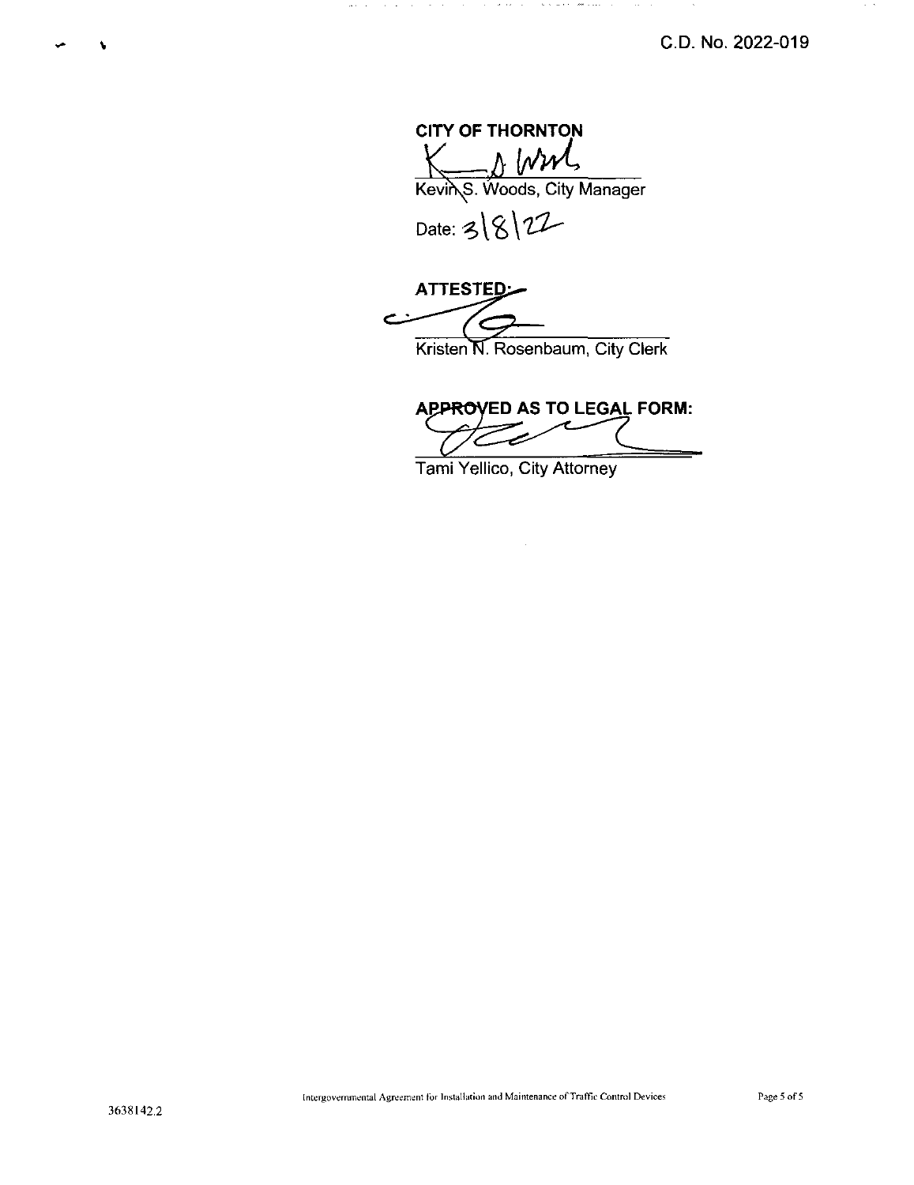C.D. No. 2022-019

**CITY OF THORNTON**

Kevin S. Woods, City Manager

Date: 3/8/22

**ATTESTED:**

Kristen N. Rosenbaum, City Clerk

**APPROVED AS TO LEGAL FORM:**

Tami Yellico, City Attorney

3638142.2